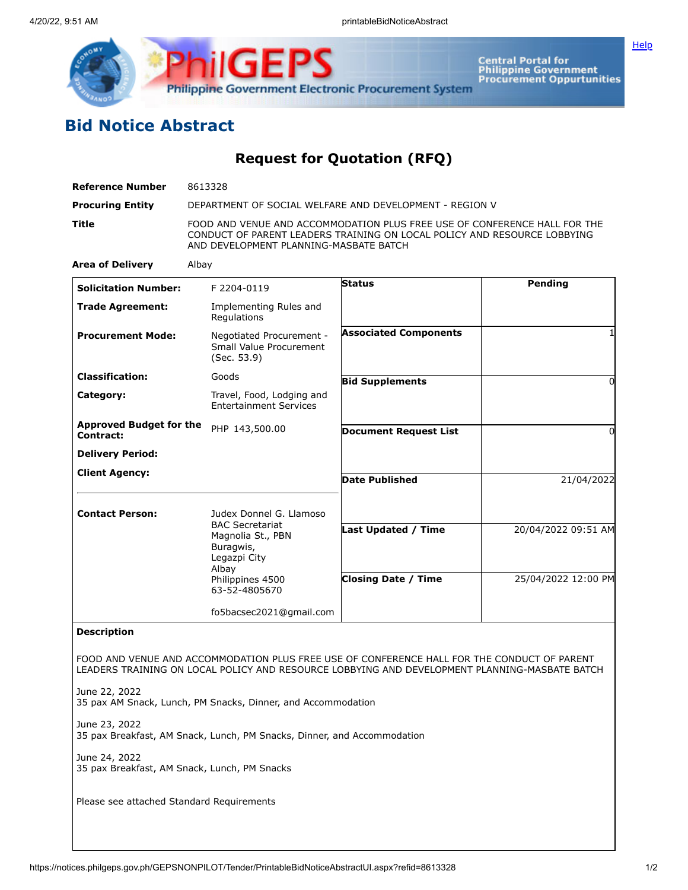# Bid Notice Abstract

## Request for Quotation (RFQ)

| | |
|---|---|
| **Reference Number** | 8613328 |
| **Procuring Entity** | DEPARTMENT OF SOCIAL WELFARE AND DEVELOPMENT - REGION V |
| **Title** | FOOD AND VENUE AND ACCOMMODATION PLUS FREE USE OF CONFERENCE HALL FOR THE CONDUCT OF PARENT LEADERS TRAINING ON LOCAL POLICY AND RESOURCE LOBBYING AND DEVELOPMENT PLANNING-MASBATE BATCH |
| **Area of Delivery** | Albay |

| | |
|---|---|
| **Solicitation Number:** | F 2204-0119 |
| **Trade Agreement:** | Implementing Rules and Regulations |
| **Procurement Mode:** | Negotiated Procurement - Small Value Procurement (Sec. 53.9) |
| **Classification:** | Goods |
| **Category:** | Travel, Food, Lodging and Entertainment Services |
| **Approved Budget for the Contract:** | PHP 143,500.00 |
| **Delivery Period:** | |
| **Client Agency:** | |
| **Contact Person:** | Judex Donnel G. Llamoso<br>BAC Secretariat<br>Magnolia St., PBN<br>Buragwis,<br>Legazpi City<br>Albay<br>Philippines 4500<br>63-52-4805670<br><br>fo5bacsec2021@gmail.com |

| | |
|---|---|
| **Status** | Pending |
| **Associated Components** | 1 |
| **Bid Supplements** | 0 |
| **Document Request List** | 0 |
| **Date Published** | 21/04/2022 |
| **Last Updated / Time** | 20/04/2022 09:51 AM |
| **Closing Date / Time** | 25/04/2022 12:00 PM |

**Description**

FOOD AND VENUE AND ACCOMMODATION PLUS FREE USE OF CONFERENCE HALL FOR THE CONDUCT OF PARENT LEADERS TRAINING ON LOCAL POLICY AND RESOURCE LOBBYING AND DEVELOPMENT PLANNING-MASBATE BATCH

June 22, 2022
35 pax AM Snack, Lunch, PM Snacks, Dinner, and Accommodation

June 23, 2022
35 pax Breakfast, AM Snack, Lunch, PM Snacks, Dinner, and Accommodation

June 24, 2022
35 pax Breakfast, AM Snack, Lunch, PM Snacks

Please see attached Standard Requirements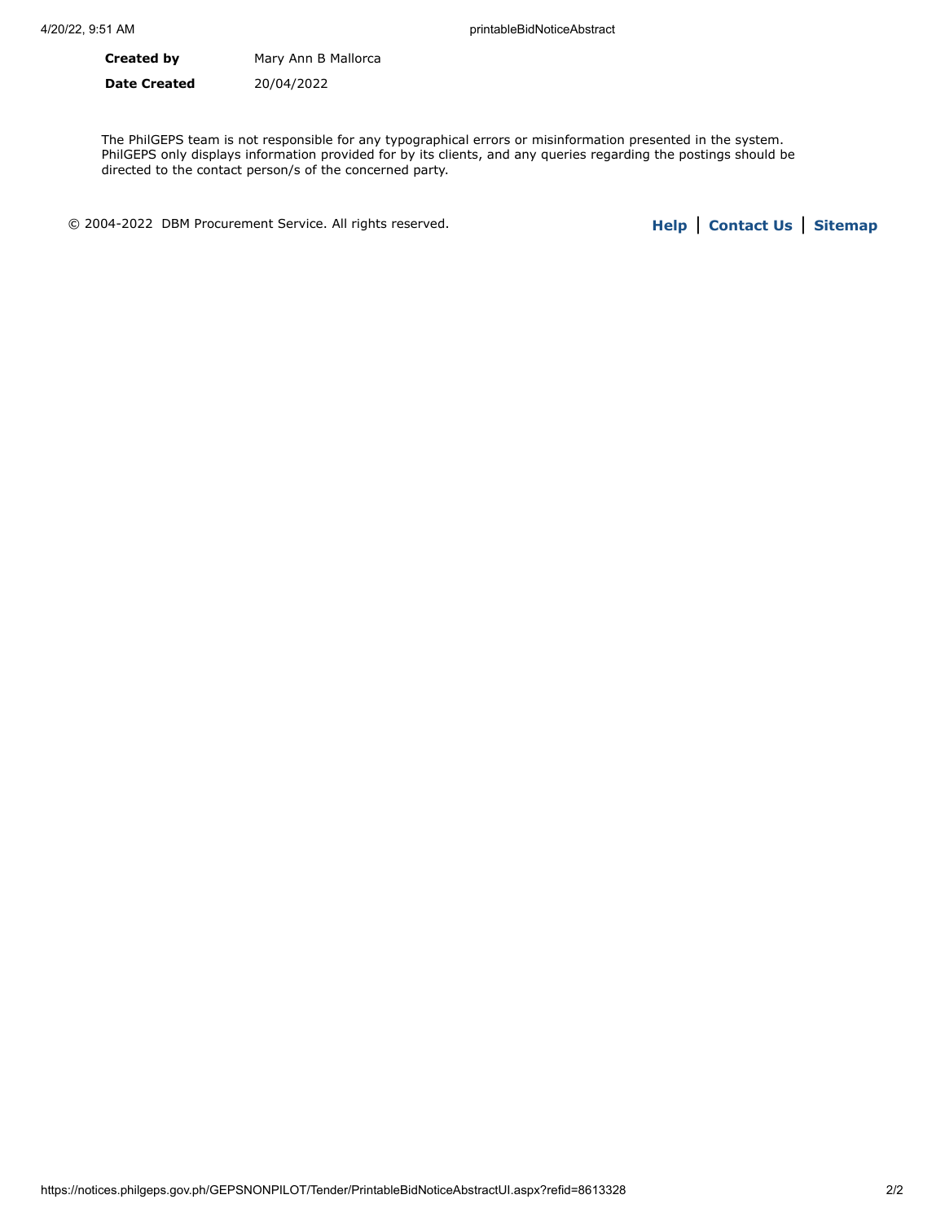| | |
|---|---|
| **Created by** | Mary Ann B Mallorca |
| **Date Created** | 20/04/2022 |

The PhilGEPS team is not responsible for any typographical errors or misinformation presented in the system. PhilGEPS only displays information provided for by its clients, and any queries regarding the postings should be directed to the contact person/s of the concerned party.

© 2004-2022 DBM Procurement Service. All rights reserved.

**Help** | **Contact Us** | **Sitemap**